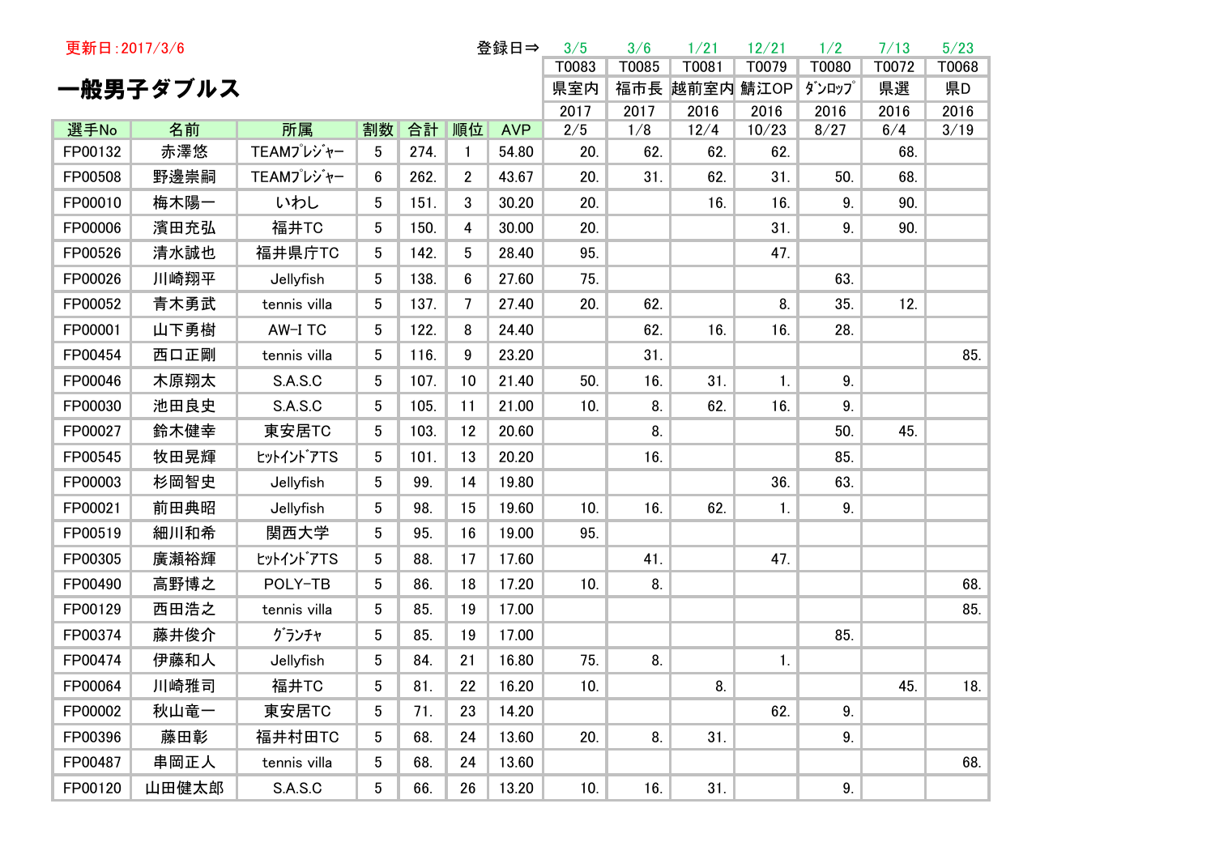更新日:2017/3/6

# 一般男子ダブルス

| | | | | | | 登録日⇒ | 3/5 | 3/6 | 1/21 | 12/21 | 1/2 | 7/13 | 5/23 |
|---|---|---|---|---|---|---|---|---|---|---|---|---|---|
| | | | | | | | T0083 | T0085 | T0081 | T0079 | T0080 | T0072 | T0068 |
| | | | | | | | 県室内 | 福市長 | 越前室内 | 鯖江OP | ﾀﾞﾝﾛｯﾌﾟ | 県選 | 県D |
| | | | | | | | 2017 | 2017 | 2016 | 2016 | 2016 | 2016 | 2016 |
| 選手No | 名前 | 所属 | 割数 | 合計 | 順位 | AVP | 2/5 | 1/8 | 12/4 | 10/23 | 8/27 | 6/4 | 3/19 |
| FP00132 | 赤澤悠 | TEAMﾌﾟﾚｼﾞｬｰ | 5 | 274. | 1 | 54.80 | 20. | 62. | 62. | 62. | | 68. | |
| FP00508 | 野邊崇嗣 | TEAMﾌﾟﾚｼﾞｬｰ | 6 | 262. | 2 | 43.67 | 20. | 31. | 62. | 31. | 50. | 68. | |
| FP00010 | 梅木陽一 | いわし | 5 | 151. | 3 | 30.20 | 20. | | 16. | 16. | 9. | 90. | |
| FP00006 | 濱田充弘 | 福井TC | 5 | 150. | 4 | 30.00 | 20. | | | 31. | 9. | 90. | |
| FP00526 | 清水誠也 | 福井県庁TC | 5 | 142. | 5 | 28.40 | 95. | | | 47. | | | |
| FP00026 | 川崎翔平 | Jellyfish | 5 | 138. | 6 | 27.60 | 75. | | | | 63. | | |
| FP00052 | 青木勇武 | tennis villa | 5 | 137. | 7 | 27.40 | 20. | 62. | | 8. | 35. | 12. | |
| FP00001 | 山下勇樹 | AW-I TC | 5 | 122. | 8 | 24.40 | | 62. | 16. | 16. | 28. | | |
| FP00454 | 西口正剛 | tennis villa | 5 | 116. | 9 | 23.20 | | 31. | | | | | 85. |
| FP00046 | 木原翔太 | S.A.S.C | 5 | 107. | 10 | 21.40 | 50. | 16. | 31. | 1. | 9. | | |
| FP00030 | 池田良史 | S.A.S.C | 5 | 105. | 11 | 21.00 | 10. | 8. | 62. | 16. | 9. | | |
| FP00027 | 鈴木健幸 | 東安居TC | 5 | 103. | 12 | 20.60 | | 8. | | | 50. | 45. | |
| FP00545 | 牧田晃輝 | ﾋｯﾄｲﾝﾄﾞｱTS | 5 | 101. | 13 | 20.20 | | 16. | | | 85. | | |
| FP00003 | 杉岡智史 | Jellyfish | 5 | 99. | 14 | 19.80 | | | | 36. | 63. | | |
| FP00021 | 前田典昭 | Jellyfish | 5 | 98. | 15 | 19.60 | 10. | 16. | 62. | 1. | 9. | | |
| FP00519 | 細川和希 | 関西大学 | 5 | 95. | 16 | 19.00 | 95. | | | | | | |
| FP00305 | 廣瀬裕輝 | ﾋｯﾄｲﾝﾄﾞｱTS | 5 | 88. | 17 | 17.60 | | 41. | | 47. | | | |
| FP00490 | 高野博之 | POLY-TB | 5 | 86. | 18 | 17.20 | 10. | 8. | | | | | 68. |
| FP00129 | 西田浩之 | tennis villa | 5 | 85. | 19 | 17.00 | | | | | | | 85. |
| FP00374 | 藤井俊介 | ｸﾞﾗﾝﾁｬ | 5 | 85. | 19 | 17.00 | | | | | 85. | | |
| FP00474 | 伊藤和人 | Jellyfish | 5 | 84. | 21 | 16.80 | 75. | 8. | | 1. | | | |
| FP00064 | 川崎雅司 | 福井TC | 5 | 81. | 22 | 16.20 | 10. | | 8. | | | 45. | 18. |
| FP00002 | 秋山竜一 | 東安居TC | 5 | 71. | 23 | 14.20 | | | | 62. | 9. | | |
| FP00396 | 藤田彰 | 福井村田TC | 5 | 68. | 24 | 13.60 | 20. | 8. | 31. | | 9. | | |
| FP00487 | 串岡正人 | tennis villa | 5 | 68. | 24 | 13.60 | | | | | | | 68. |
| FP00120 | 山田健太郎 | S.A.S.C | 5 | 66. | 26 | 13.20 | 10. | 16. | 31. | | 9. | | |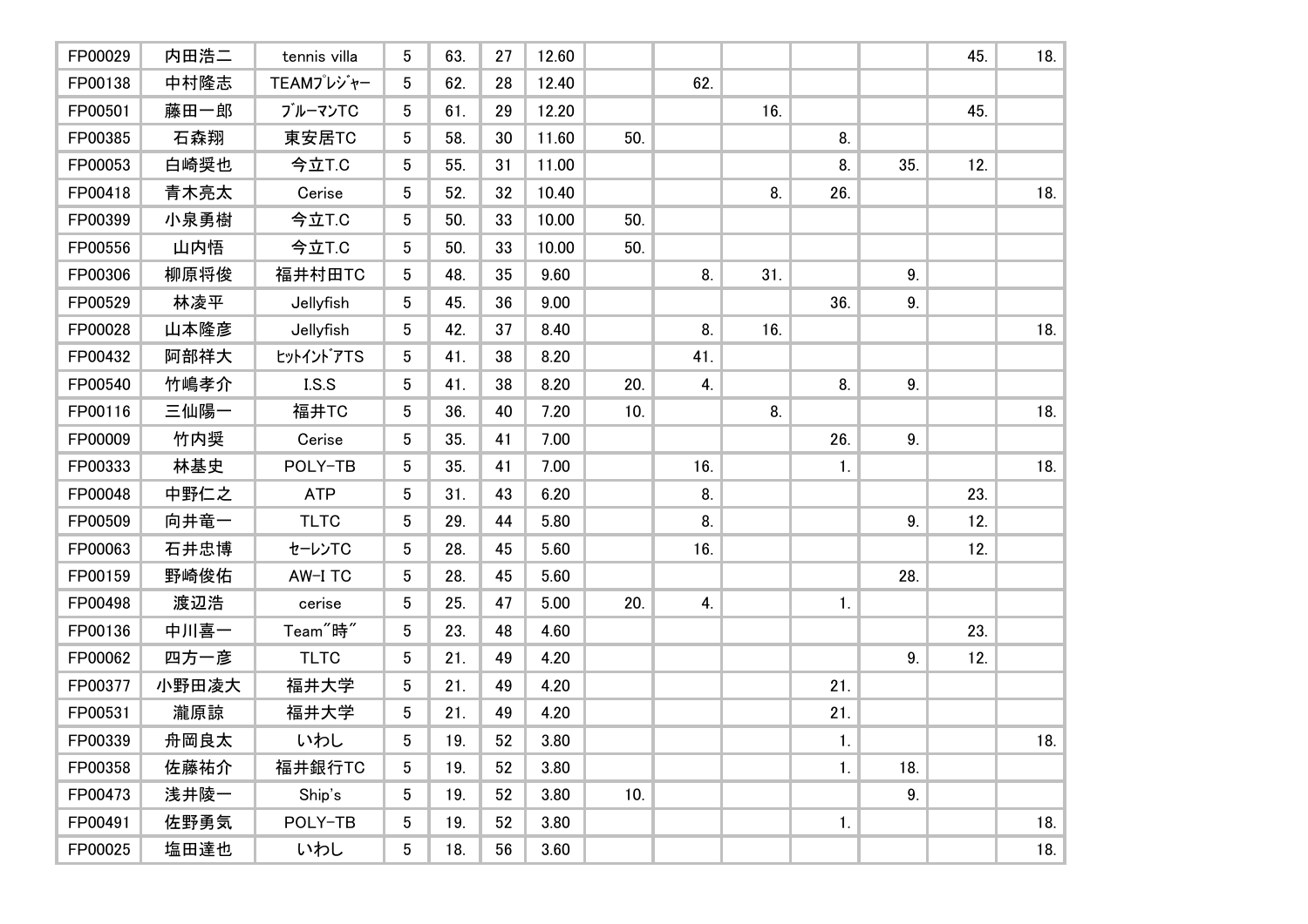| | | | | | | | | | | | | | |
|---|---|---|---|---|---|---|---|---|---|---|---|---|---|
| FP00029 | 内田浩二 | tennis villa | 5 | 63. | 27 | 12.60 | | | | | | 45. | 18. |
| FP00138 | 中村隆志 | TEAMﾌﾟﾚｼﾞｬｰ | 5 | 62. | 28 | 12.40 | | 62. | | | | | |
| FP00501 | 藤田一郎 | ﾌﾞﾙｰﾏﾝTC | 5 | 61. | 29 | 12.20 | | | 16. | | | 45. | |
| FP00385 | 石森翔 | 東安居TC | 5 | 58. | 30 | 11.60 | 50. | | | 8. | | | |
| FP00053 | 白崎奨也 | 今立T.C | 5 | 55. | 31 | 11.00 | | | | 8. | 35. | 12. | |
| FP00418 | 青木亮太 | Cerise | 5 | 52. | 32 | 10.40 | | | 8. | 26. | | | 18. |
| FP00399 | 小泉勇樹 | 今立T.C | 5 | 50. | 33 | 10.00 | 50. | | | | | | |
| FP00556 | 山内悟 | 今立T.C | 5 | 50. | 33 | 10.00 | 50. | | | | | | |
| FP00306 | 柳原将俊 | 福井村田TC | 5 | 48. | 35 | 9.60 | | 8. | 31. | | 9. | | |
| FP00529 | 林凌平 | Jellyfish | 5 | 45. | 36 | 9.00 | | | | 36. | 9. | | |
| FP00028 | 山本隆彦 | Jellyfish | 5 | 42. | 37 | 8.40 | | 8. | 16. | | | | 18. |
| FP00432 | 阿部祥大 | ﾋｯﾄｲﾝﾄﾞｱTS | 5 | 41. | 38 | 8.20 | | 41. | | | | | |
| FP00540 | 竹嶋孝介 | I.S.S | 5 | 41. | 38 | 8.20 | 20. | 4. | | 8. | 9. | | |
| FP00116 | 三仙陽一 | 福井TC | 5 | 36. | 40 | 7.20 | 10. | | 8. | | | | 18. |
| FP00009 | 竹内奨 | Cerise | 5 | 35. | 41 | 7.00 | | | | 26. | 9. | | |
| FP00333 | 林基史 | POLY-TB | 5 | 35. | 41 | 7.00 | | 16. | | 1. | | | 18. |
| FP00048 | 中野仁之 | ATP | 5 | 31. | 43 | 6.20 | | 8. | | | | 23. | |
| FP00509 | 向井竜一 | TLTC | 5 | 29. | 44 | 5.80 | | 8. | | | 9. | 12. | |
| FP00063 | 石井忠博 | ｾｰﾚﾝTC | 5 | 28. | 45 | 5.60 | | 16. | | | | 12. | |
| FP00159 | 野崎俊佑 | AW-I TC | 5 | 28. | 45 | 5.60 | | | | | 28. | | |
| FP00498 | 渡辺浩 | cerise | 5 | 25. | 47 | 5.00 | 20. | 4. | | 1. | | | |
| FP00136 | 中川喜一 | Team"時" | 5 | 23. | 48 | 4.60 | | | | | | 23. | |
| FP00062 | 四方一彦 | TLTC | 5 | 21. | 49 | 4.20 | | | | | 9. | 12. | |
| FP00377 | 小野田凌大 | 福井大学 | 5 | 21. | 49 | 4.20 | | | | 21. | | | |
| FP00531 | 瀧原諒 | 福井大学 | 5 | 21. | 49 | 4.20 | | | | 21. | | | |
| FP00339 | 舟岡良太 | いわし | 5 | 19. | 52 | 3.80 | | | | 1. | | | 18. |
| FP00358 | 佐藤祐介 | 福井銀行TC | 5 | 19. | 52 | 3.80 | | | | 1. | 18. | | |
| FP00473 | 浅井陵一 | Ship's | 5 | 19. | 52 | 3.80 | 10. | | | | 9. | | |
| FP00491 | 佐野勇気 | POLY-TB | 5 | 19. | 52 | 3.80 | | | | 1. | | | 18. |
| FP00025 | 塩田達也 | いわし | 5 | 18. | 56 | 3.60 | | | | | | | 18. |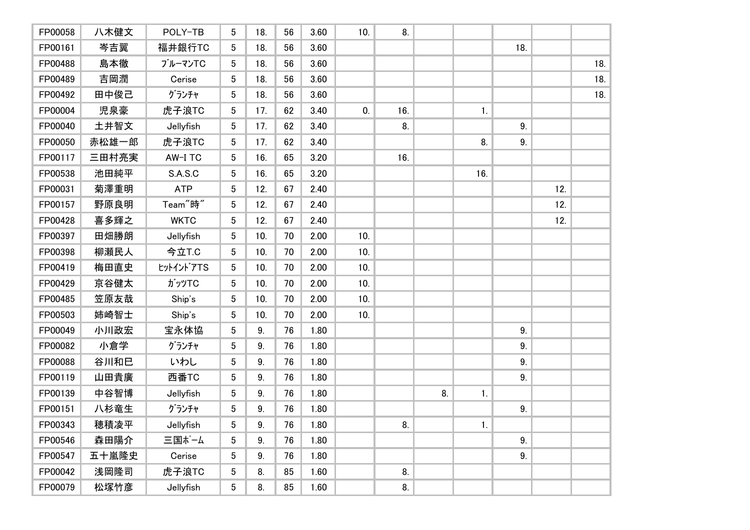| | | | | | | | | | | | | | |
|---|---|---|---|---|---|---|---|---|---|---|---|---|---|
| FP00058 | 八木健文 | POLY-TB | 5 | 18. | 56 | 3.60 | 10. | 8. | | | | | |
| FP00161 | 岑吉翼 | 福井銀行TC | 5 | 18. | 56 | 3.60 | | | | | 18. | | |
| FP00488 | 島本徹 | ﾌﾞﾙｰﾏﾝTC | 5 | 18. | 56 | 3.60 | | | | | | | 18. |
| FP00489 | 吉岡潤 | Cerise | 5 | 18. | 56 | 3.60 | | | | | | | 18. |
| FP00492 | 田中俊己 | ｸﾞﾗﾝﾁｬ | 5 | 18. | 56 | 3.60 | | | | | | | 18. |
| FP00004 | 児泉豪 | 虎子浪TC | 5 | 17. | 62 | 3.40 | 0. | 16. | | 1. | | | |
| FP00040 | 土井智文 | Jellyfish | 5 | 17. | 62 | 3.40 | | 8. | | | 9. | | |
| FP00050 | 赤松雄一郎 | 虎子浪TC | 5 | 17. | 62 | 3.40 | | | | 8. | 9. | | |
| FP00117 | 三田村亮実 | AW-I TC | 5 | 16. | 65 | 3.20 | | 16. | | | | | |
| FP00538 | 池田純平 | S.A.S.C | 5 | 16. | 65 | 3.20 | | | | 16. | | | |
| FP00031 | 菊澤重明 | ATP | 5 | 12. | 67 | 2.40 | | | | | | 12. | |
| FP00157 | 野原良明 | Team″時″ | 5 | 12. | 67 | 2.40 | | | | | | 12. | |
| FP00428 | 喜多輝之 | WKTC | 5 | 12. | 67 | 2.40 | | | | | | 12. | |
| FP00397 | 田畑勝朗 | Jellyfish | 5 | 10. | 70 | 2.00 | 10. | | | | | | |
| FP00398 | 柳瀬民人 | 今立T.C | 5 | 10. | 70 | 2.00 | 10. | | | | | | |
| FP00419 | 梅田直史 | ﾋｯﾄｲﾝﾄﾞｱTS | 5 | 10. | 70 | 2.00 | 10. | | | | | | |
| FP00429 | 京谷健太 | ｶﾞｯﾂTC | 5 | 10. | 70 | 2.00 | 10. | | | | | | |
| FP00485 | 笠原友哉 | Ship's | 5 | 10. | 70 | 2.00 | 10. | | | | | | |
| FP00503 | 姉崎智士 | Ship's | 5 | 10. | 70 | 2.00 | 10. | | | | | | |
| FP00049 | 小川政宏 | 宝永体協 | 5 | 9. | 76 | 1.80 | | | | | 9. | | |
| FP00082 | 小倉学 | ｸﾞﾗﾝﾁｬ | 5 | 9. | 76 | 1.80 | | | | | 9. | | |
| FP00088 | 谷川和巳 | いわし | 5 | 9. | 76 | 1.80 | | | | | 9. | | |
| FP00119 | 山田貴廣 | 西番TC | 5 | 9. | 76 | 1.80 | | | | | 9. | | |
| FP00139 | 中谷智博 | Jellyfish | 5 | 9. | 76 | 1.80 | | | 8. | 1. | | | |
| FP00151 | 八杉竜生 | ｸﾞﾗﾝﾁｬ | 5 | 9. | 76 | 1.80 | | | | | 9. | | |
| FP00343 | 穂積凌平 | Jellyfish | 5 | 9. | 76 | 1.80 | | 8. | | 1. | | | |
| FP00546 | 森田陽介 | 三国ﾎﾟｰﾑ | 5 | 9. | 76 | 1.80 | | | | | 9. | | |
| FP00547 | 五十嵐隆史 | Cerise | 5 | 9. | 76 | 1.80 | | | | | 9. | | |
| FP00042 | 浅岡隆司 | 虎子浪TC | 5 | 8. | 85 | 1.60 | | 8. | | | | | |
| FP00079 | 松塚竹彦 | Jellyfish | 5 | 8. | 85 | 1.60 | | 8. | | | | | |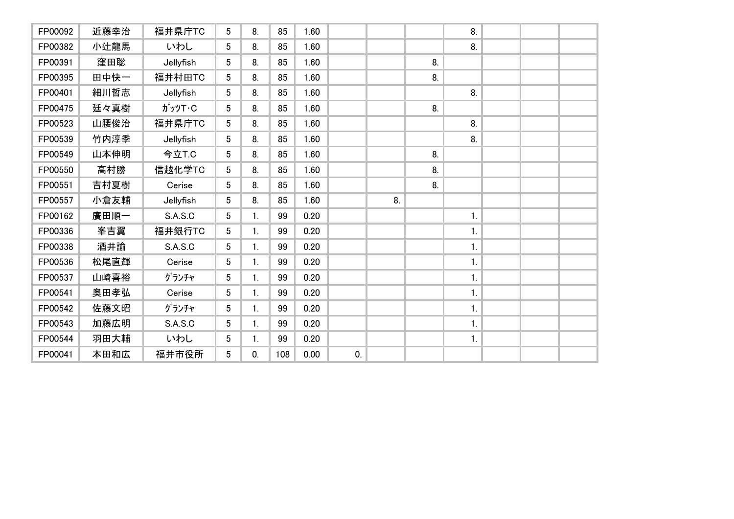| | | | | | | | | | | | | | |
|---|---|---|---|---|---|---|---|---|---|---|---|---|---|
| FP00092 | 近藤幸治 | 福井県庁TC | 5 | 8. | 85 | 1.60 | | | | 8. | | | |
| FP00382 | 小辻龍馬 | いわし | 5 | 8. | 85 | 1.60 | | | | 8. | | | |
| FP00391 | 窪田聡 | Jellyfish | 5 | 8. | 85 | 1.60 | | | 8. | | | | |
| FP00395 | 田中快一 | 福井村田TC | 5 | 8. | 85 | 1.60 | | | 8. | | | | |
| FP00401 | 細川哲志 | Jellyfish | 5 | 8. | 85 | 1.60 | | | | 8. | | | |
| FP00475 | 廷々真樹 | ｶﾞｯﾂT･C | 5 | 8. | 85 | 1.60 | | | 8. | | | | |
| FP00523 | 山腰俊治 | 福井県庁TC | 5 | 8. | 85 | 1.60 | | | | 8. | | | |
| FP00539 | 竹内淳季 | Jellyfish | 5 | 8. | 85 | 1.60 | | | | 8. | | | |
| FP00549 | 山本伸明 | 今立T.C | 5 | 8. | 85 | 1.60 | | | 8. | | | | |
| FP00550 | 高村勝 | 信越化学TC | 5 | 8. | 85 | 1.60 | | | 8. | | | | |
| FP00551 | 吉村夏樹 | Cerise | 5 | 8. | 85 | 1.60 | | | 8. | | | | |
| FP00557 | 小倉友輔 | Jellyfish | 5 | 8. | 85 | 1.60 | | 8. | | | | | |
| FP00162 | 廣田順一 | S.A.S.C | 5 | 1. | 99 | 0.20 | | | | 1. | | | |
| FP00336 | 峯吉翼 | 福井銀行TC | 5 | 1. | 99 | 0.20 | | | | 1. | | | |
| FP00338 | 酒井諭 | S.A.S.C | 5 | 1. | 99 | 0.20 | | | | 1. | | | |
| FP00536 | 松尾直輝 | Cerise | 5 | 1. | 99 | 0.20 | | | | 1. | | | |
| FP00537 | 山崎喜裕 | ｸﾞﾗﾝﾁｬ | 5 | 1. | 99 | 0.20 | | | | 1. | | | |
| FP00541 | 奥田孝弘 | Cerise | 5 | 1. | 99 | 0.20 | | | | 1. | | | |
| FP00542 | 佐藤文昭 | ｸﾞﾗﾝﾁｬ | 5 | 1. | 99 | 0.20 | | | | 1. | | | |
| FP00543 | 加藤広明 | S.A.S.C | 5 | 1. | 99 | 0.20 | | | | 1. | | | |
| FP00544 | 羽田大輔 | いわし | 5 | 1. | 99 | 0.20 | | | | 1. | | | |
| FP00041 | 本田和広 | 福井市役所 | 5 | 0. | 108 | 0.00 | 0. | | | | | | |